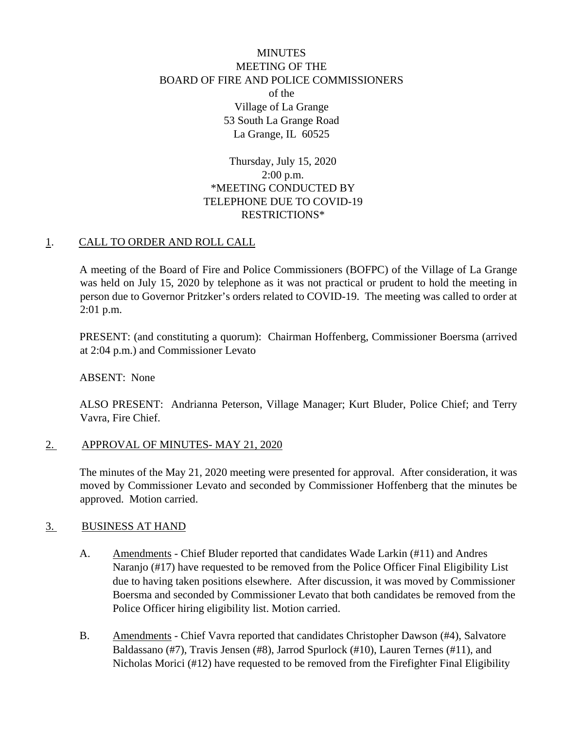MINUTES
MEETING OF THE
BOARD OF FIRE AND POLICE COMMISSIONERS
of the
Village of La Grange
53 South La Grange Road
La Grange, IL 60525

Thursday, July 15, 2020
2:00 p.m.
*MEETING CONDUCTED BY
TELEPHONE DUE TO COVID-19
RESTRICTIONS*

## 1. CALL TO ORDER AND ROLL CALL

A meeting of the Board of Fire and Police Commissioners (BOFPC) of the Village of La Grange was held on July 15, 2020 by telephone as it was not practical or prudent to hold the meeting in person due to Governor Pritzker's orders related to COVID-19. The meeting was called to order at 2:01 p.m.

PRESENT: (and constituting a quorum): Chairman Hoffenberg, Commissioner Boersma (arrived at 2:04 p.m.) and Commissioner Levato

ABSENT: None

ALSO PRESENT: Andrianna Peterson, Village Manager; Kurt Bluder, Police Chief; and Terry Vavra, Fire Chief.

## 2. APPROVAL OF MINUTES- MAY 21, 2020

The minutes of the May 21, 2020 meeting were presented for approval. After consideration, it was moved by Commissioner Levato and seconded by Commissioner Hoffenberg that the minutes be approved. Motion carried.

## 3. BUSINESS AT HAND

A. Amendments - Chief Bluder reported that candidates Wade Larkin (#11) and Andres Naranjo (#17) have requested to be removed from the Police Officer Final Eligibility List due to having taken positions elsewhere. After discussion, it was moved by Commissioner Boersma and seconded by Commissioner Levato that both candidates be removed from the Police Officer hiring eligibility list. Motion carried.

B. Amendments - Chief Vavra reported that candidates Christopher Dawson (#4), Salvatore Baldassano (#7), Travis Jensen (#8), Jarrod Spurlock (#10), Lauren Ternes (#11), and Nicholas Morici (#12) have requested to be removed from the Firefighter Final Eligibility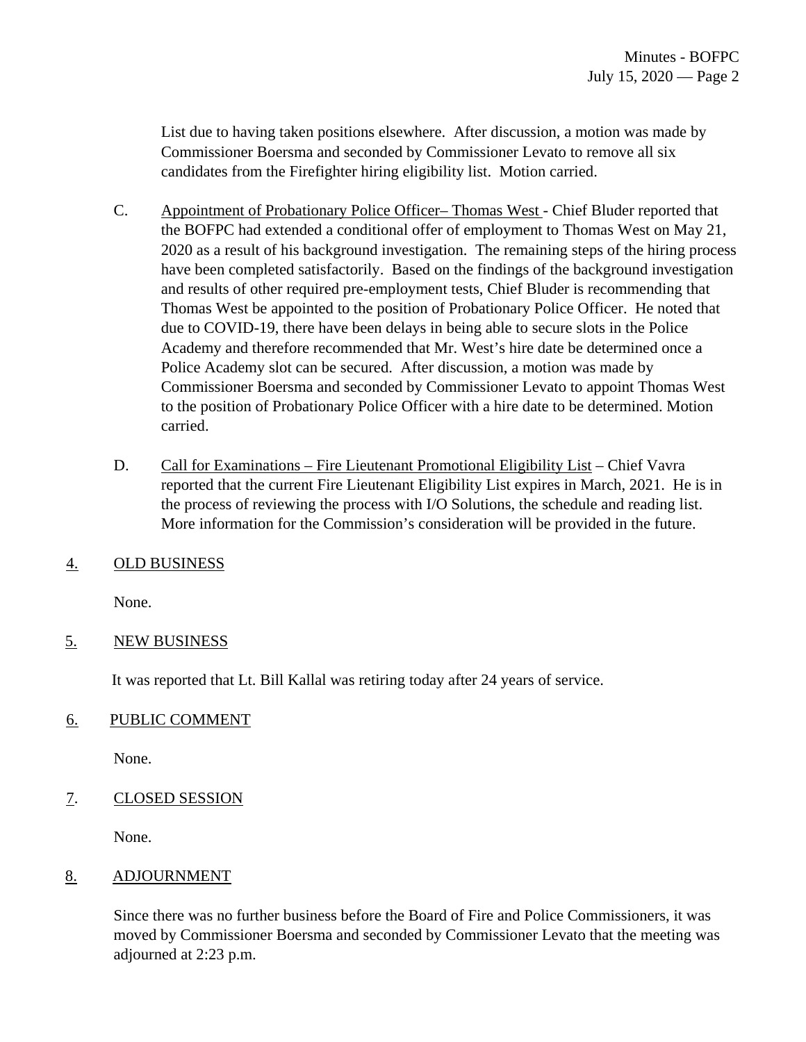List due to having taken positions elsewhere. After discussion, a motion was made by Commissioner Boersma and seconded by Commissioner Levato to remove all six candidates from the Firefighter hiring eligibility list. Motion carried.

C. Appointment of Probationary Police Officer– Thomas West - Chief Bluder reported that the BOFPC had extended a conditional offer of employment to Thomas West on May 21, 2020 as a result of his background investigation. The remaining steps of the hiring process have been completed satisfactorily. Based on the findings of the background investigation and results of other required pre-employment tests, Chief Bluder is recommending that Thomas West be appointed to the position of Probationary Police Officer. He noted that due to COVID-19, there have been delays in being able to secure slots in the Police Academy and therefore recommended that Mr. West's hire date be determined once a Police Academy slot can be secured. After discussion, a motion was made by Commissioner Boersma and seconded by Commissioner Levato to appoint Thomas West to the position of Probationary Police Officer with a hire date to be determined. Motion carried.

D. Call for Examinations – Fire Lieutenant Promotional Eligibility List – Chief Vavra reported that the current Fire Lieutenant Eligibility List expires in March, 2021. He is in the process of reviewing the process with I/O Solutions, the schedule and reading list. More information for the Commission's consideration will be provided in the future.

## 4. OLD BUSINESS

None.

## 5. NEW BUSINESS

It was reported that Lt. Bill Kallal was retiring today after 24 years of service.

## 6. PUBLIC COMMENT

None.

## 7. CLOSED SESSION

None.

## 8. ADJOURNMENT

Since there was no further business before the Board of Fire and Police Commissioners, it was moved by Commissioner Boersma and seconded by Commissioner Levato that the meeting was adjourned at 2:23 p.m.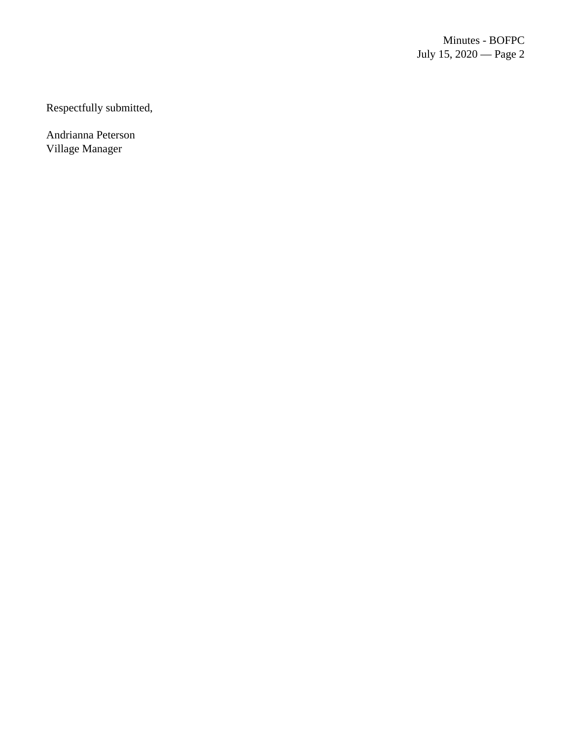Respectfully submitted,

Andrianna Peterson
Village Manager